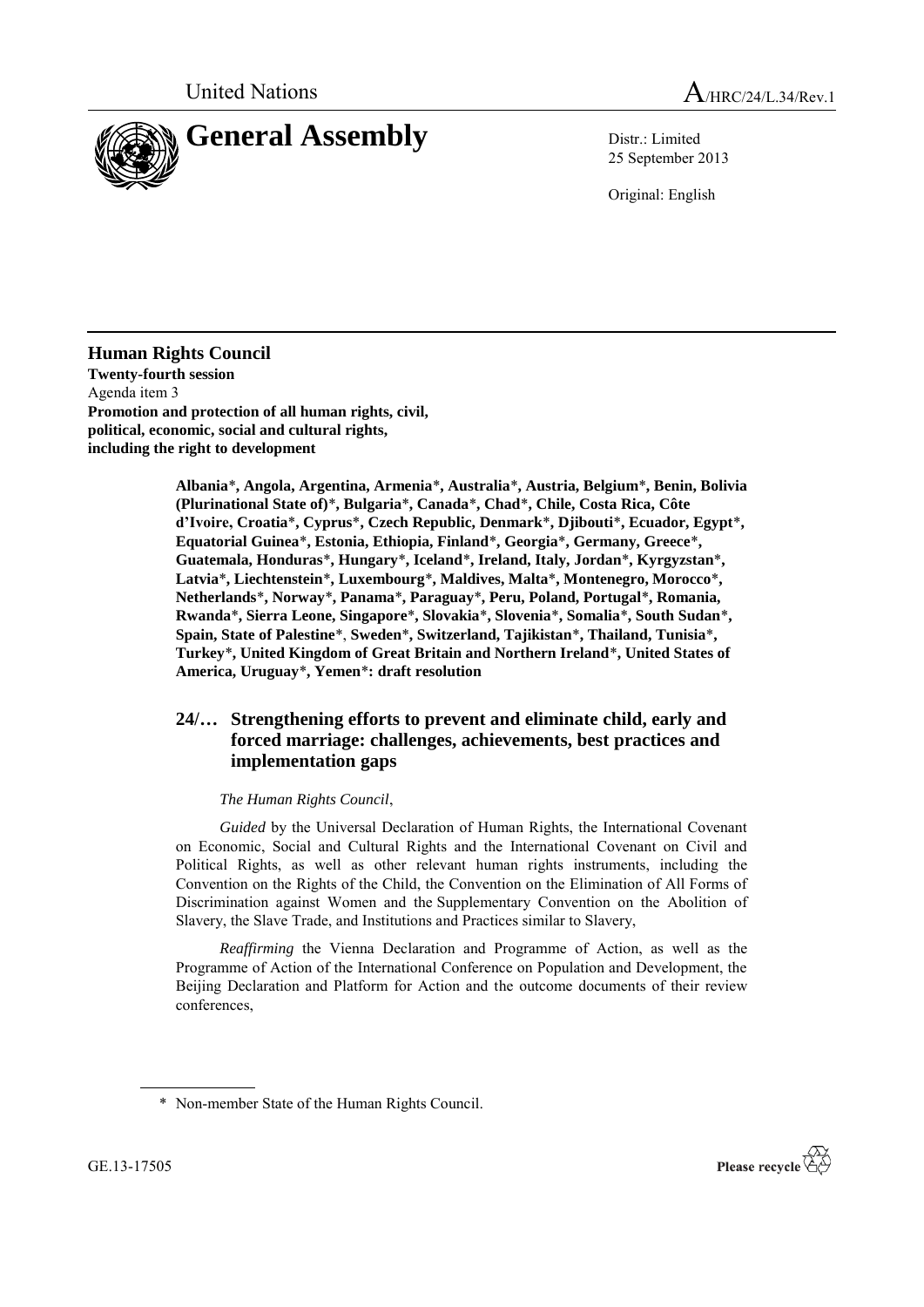United Nations A/HRC/24/L.34/Rev.1

# General Assembly

Distr.: Limited
25 September 2013

Original: English

## Human Rights Council

**Twenty-fourth session**
Agenda item 3
**Promotion and protection of all human rights, civil, political, economic, social and cultural rights, including the right to development**

**Albania*, Angola, Argentina, Armenia*, Australia*, Austria, Belgium*, Benin, Bolivia (Plurinational State of)*, Bulgaria*, Canada*, Chad*, Chile, Costa Rica, Côte d'Ivoire, Croatia*, Cyprus*, Czech Republic, Denmark*, Djibouti*, Ecuador, Egypt*, Equatorial Guinea*, Estonia, Ethiopia, Finland*, Georgia*, Germany, Greece*, Guatemala, Honduras*, Hungary*, Iceland*, Ireland, Italy, Jordan*, Kyrgyzstan*, Latvia*, Liechtenstein*, Luxembourg*, Maldives, Malta*, Montenegro, Morocco*, Netherlands*, Norway*, Panama*, Paraguay*, Peru, Poland, Portugal*, Romania, Rwanda*, Sierra Leone, Singapore*, Slovakia*, Slovenia*, Somalia*, South Sudan*, Spain, State of Palestine*, Sweden*, Switzerland, Tajikistan*, Thailand, Tunisia*, Turkey*, United Kingdom of Great Britain and Northern Ireland*, United States of America, Uruguay*, Yemen*: draft resolution**

### 24/… Strengthening efforts to prevent and eliminate child, early and forced marriage: challenges, achievements, best practices and implementation gaps

*The Human Rights Council*,

*Guided* by the Universal Declaration of Human Rights, the International Covenant on Economic, Social and Cultural Rights and the International Covenant on Civil and Political Rights, as well as other relevant human rights instruments, including the Convention on the Rights of the Child, the Convention on the Elimination of All Forms of Discrimination against Women and the Supplementary Convention on the Abolition of Slavery, the Slave Trade, and Institutions and Practices similar to Slavery,

*Reaffirming* the Vienna Declaration and Programme of Action, as well as the Programme of Action of the International Conference on Population and Development, the Beijing Declaration and Platform for Action and the outcome documents of their review conferences,

\* Non-member State of the Human Rights Council.

GE.13-17505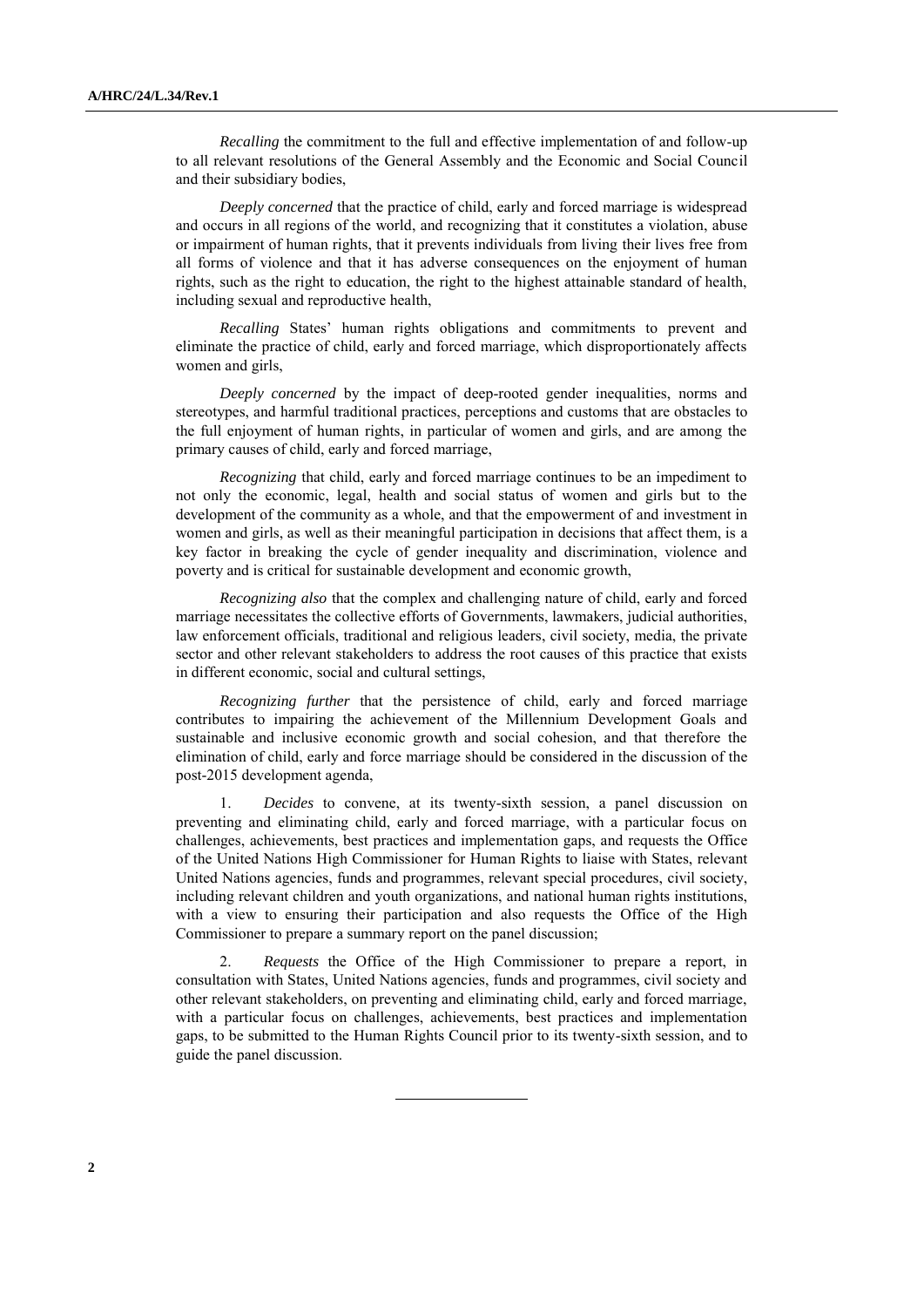*Recalling* the commitment to the full and effective implementation of and follow-up to all relevant resolutions of the General Assembly and the Economic and Social Council and their subsidiary bodies,

*Deeply concerned* that the practice of child, early and forced marriage is widespread and occurs in all regions of the world, and recognizing that it constitutes a violation, abuse or impairment of human rights, that it prevents individuals from living their lives free from all forms of violence and that it has adverse consequences on the enjoyment of human rights, such as the right to education, the right to the highest attainable standard of health, including sexual and reproductive health,

*Recalling* States' human rights obligations and commitments to prevent and eliminate the practice of child, early and forced marriage, which disproportionately affects women and girls,

*Deeply concerned* by the impact of deep-rooted gender inequalities, norms and stereotypes, and harmful traditional practices, perceptions and customs that are obstacles to the full enjoyment of human rights, in particular of women and girls, and are among the primary causes of child, early and forced marriage,

*Recognizing* that child, early and forced marriage continues to be an impediment to not only the economic, legal, health and social status of women and girls but to the development of the community as a whole, and that the empowerment of and investment in women and girls, as well as their meaningful participation in decisions that affect them, is a key factor in breaking the cycle of gender inequality and discrimination, violence and poverty and is critical for sustainable development and economic growth,

*Recognizing also* that the complex and challenging nature of child, early and forced marriage necessitates the collective efforts of Governments, lawmakers, judicial authorities, law enforcement officials, traditional and religious leaders, civil society, media, the private sector and other relevant stakeholders to address the root causes of this practice that exists in different economic, social and cultural settings,

*Recognizing further* that the persistence of child, early and forced marriage contributes to impairing the achievement of the Millennium Development Goals and sustainable and inclusive economic growth and social cohesion, and that therefore the elimination of child, early and force marriage should be considered in the discussion of the post-2015 development agenda,

1. *Decides* to convene, at its twenty-sixth session, a panel discussion on preventing and eliminating child, early and forced marriage, with a particular focus on challenges, achievements, best practices and implementation gaps, and requests the Office of the United Nations High Commissioner for Human Rights to liaise with States, relevant United Nations agencies, funds and programmes, relevant special procedures, civil society, including relevant children and youth organizations, and national human rights institutions, with a view to ensuring their participation and also requests the Office of the High Commissioner to prepare a summary report on the panel discussion;

2. *Requests* the Office of the High Commissioner to prepare a report, in consultation with States, United Nations agencies, funds and programmes, civil society and other relevant stakeholders, on preventing and eliminating child, early and forced marriage, with a particular focus on challenges, achievements, best practices and implementation gaps, to be submitted to the Human Rights Council prior to its twenty-sixth session, and to guide the panel discussion.